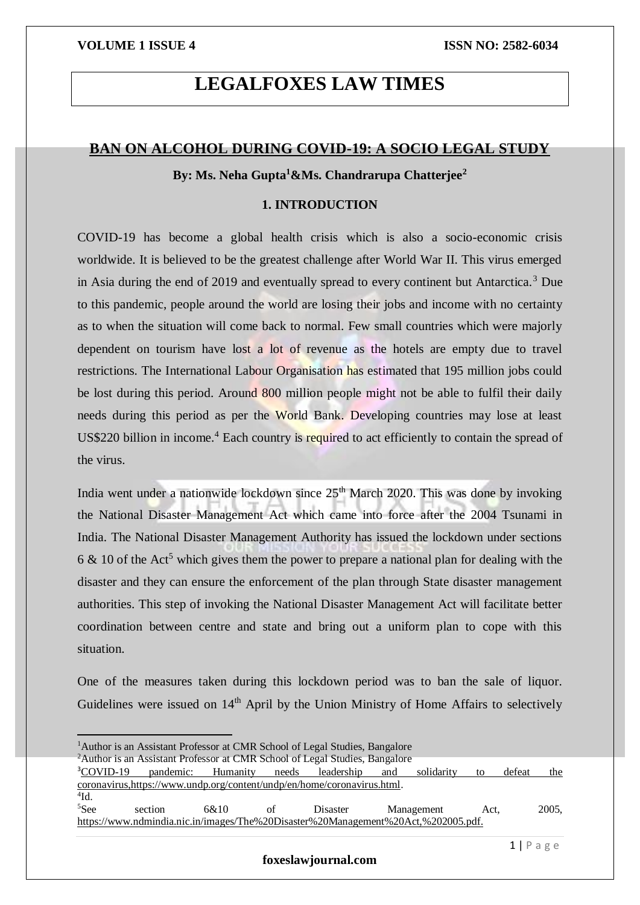# LEGALFOXES LAW TIMES

## BAN ON ALCOHOL DURING COVID-19: A SOCIO LEGAL STUDY

**By: Ms. Neha Gupta[1]&Ms. Chandrarupa Chatterjee[2]**

### 1. INTRODUCTION

COVID-19 has become a global health crisis which is also a socio-economic crisis worldwide. It is believed to be the greatest challenge after World War II. This virus emerged in Asia during the end of 2019 and eventually spread to every continent but Antarctica.[3] Due to this pandemic, people around the world are losing their jobs and income with no certainty as to when the situation will come back to normal. Few small countries which were majorly dependent on tourism have lost a lot of revenue as the hotels are empty due to travel restrictions. The International Labour Organisation has estimated that 195 million jobs could be lost during this period. Around 800 million people might not be able to fulfil their daily needs during this period as per the World Bank. Developing countries may lose at least US$220 billion in income.[4] Each country is required to act efficiently to contain the spread of the virus.

India went under a nationwide lockdown since 25th March 2020. This was done by invoking the National Disaster Management Act which came into force after the 2004 Tsunami in India. The National Disaster Management Authority has issued the lockdown under sections 6 & 10 of the Act[5] which gives them the power to prepare a national plan for dealing with the disaster and they can ensure the enforcement of the plan through State disaster management authorities. This step of invoking the National Disaster Management Act will facilitate better coordination between centre and state and bring out a uniform plan to cope with this situation.

One of the measures taken during this lockdown period was to ban the sale of liquor. Guidelines were issued on 14th April by the Union Ministry of Home Affairs to selectively

---

[1]Author is an Assistant Professor at CMR School of Legal Studies, Bangalore

[2]Author is an Assistant Professor at CMR School of Legal Studies, Bangalore

[3]COVID-19 pandemic: Humanity needs leadership and solidarity to defeat the coronavirus,https://www.undp.org/content/undp/en/home/coronavirus.html.

[4]Id.

[5]See section 6&10 of Disaster Management Act, 2005, https://www.ndmindia.nic.in/images/The%20Disaster%20Management%20Act,%202005.pdf.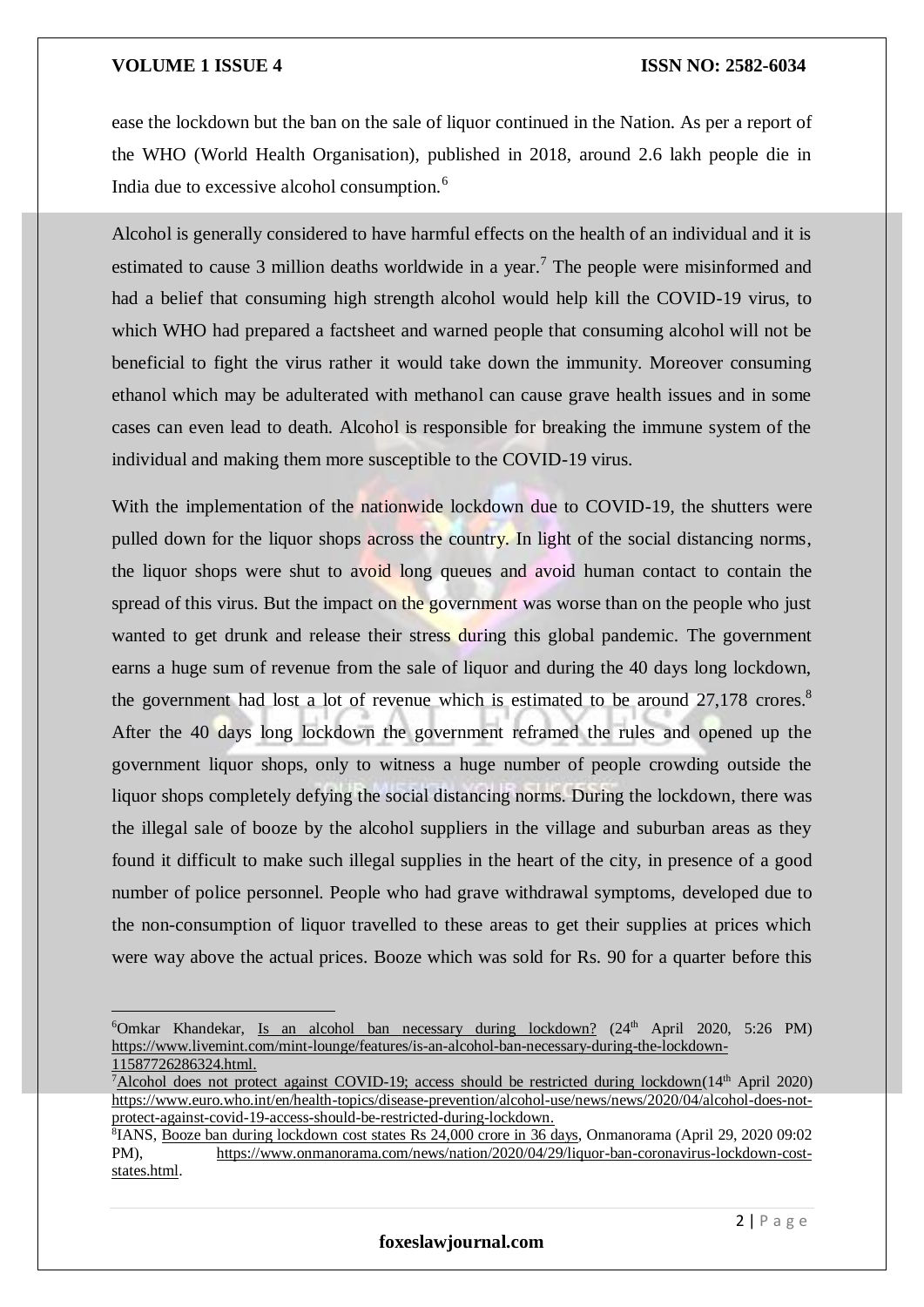ease the lockdown but the ban on the sale of liquor continued in the Nation. As per a report of the WHO (World Health Organisation), published in 2018, around 2.6 lakh people die in India due to excessive alcohol consumption.[6]

Alcohol is generally considered to have harmful effects on the health of an individual and it is estimated to cause 3 million deaths worldwide in a year.[7] The people were misinformed and had a belief that consuming high strength alcohol would help kill the COVID-19 virus, to which WHO had prepared a factsheet and warned people that consuming alcohol will not be beneficial to fight the virus rather it would take down the immunity. Moreover consuming ethanol which may be adulterated with methanol can cause grave health issues and in some cases can even lead to death. Alcohol is responsible for breaking the immune system of the individual and making them more susceptible to the COVID-19 virus.

With the implementation of the nationwide lockdown due to COVID-19, the shutters were pulled down for the liquor shops across the country. In light of the social distancing norms, the liquor shops were shut to avoid long queues and avoid human contact to contain the spread of this virus. But the impact on the government was worse than on the people who just wanted to get drunk and release their stress during this global pandemic. The government earns a huge sum of revenue from the sale of liquor and during the 40 days long lockdown, the government had lost a lot of revenue which is estimated to be around 27,178 crores.[8] After the 40 days long lockdown the government reframed the rules and opened up the government liquor shops, only to witness a huge number of people crowding outside the liquor shops completely defying the social distancing norms. During the lockdown, there was the illegal sale of booze by the alcohol suppliers in the village and suburban areas as they found it difficult to make such illegal supplies in the heart of the city, in presence of a good number of police personnel. People who had grave withdrawal symptoms, developed due to the non-consumption of liquor travelled to these areas to get their supplies at prices which were way above the actual prices. Booze which was sold for Rs. 90 for a quarter before this

---

[6] Omkar Khandekar, Is an alcohol ban necessary during lockdown? (24th April 2020, 5:26 PM) https://www.livemint.com/mint-lounge/features/is-an-alcohol-ban-necessary-during-the-lockdown-11587726286324.html.

[7] Alcohol does not protect against COVID-19; access should be restricted during lockdown (14th April 2020) https://www.euro.who.int/en/health-topics/disease-prevention/alcohol-use/news/news/2020/04/alcohol-does-not-protect-against-covid-19-access-should-be-restricted-during-lockdown.

[8] IANS, Booze ban during lockdown cost states Rs 24,000 crore in 36 days, Onmanorama (April 29, 2020 09:02 PM), https://www.onmanorama.com/news/nation/2020/04/29/liquor-ban-coronavirus-lockdown-cost-states.html.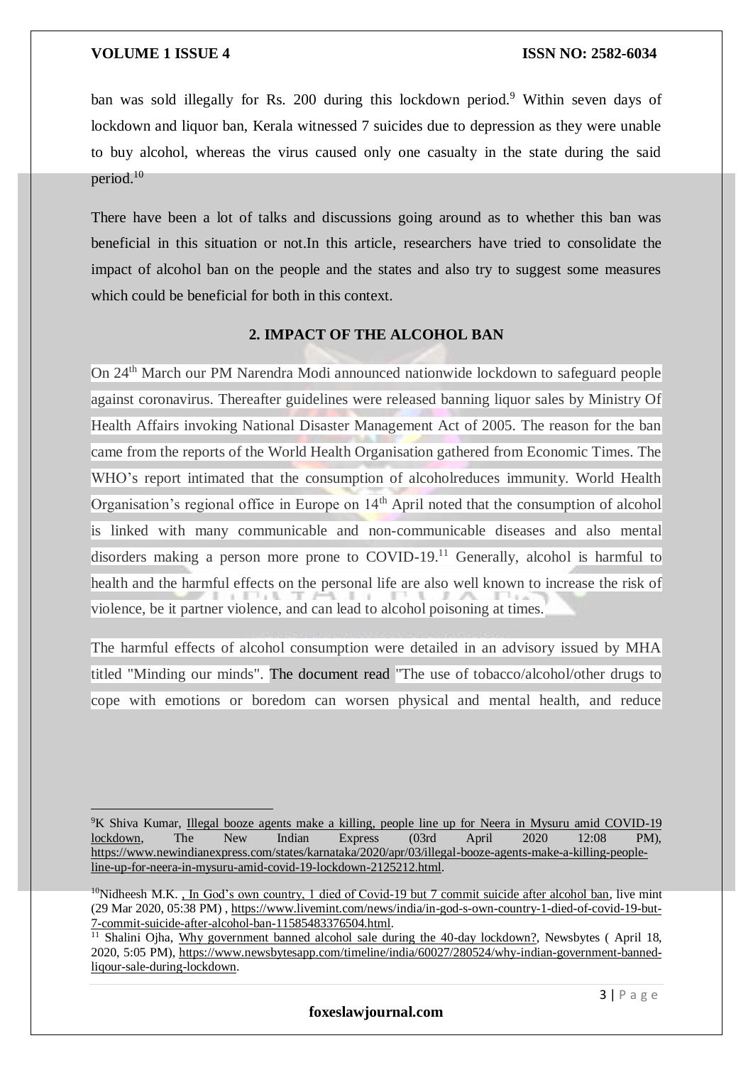ban was sold illegally for Rs. 200 during this lockdown period.[9] Within seven days of lockdown and liquor ban, Kerala witnessed 7 suicides due to depression as they were unable to buy alcohol, whereas the virus caused only one casualty in the state during the said period.[10]

There have been a lot of talks and discussions going around as to whether this ban was beneficial in this situation or not.In this article, researchers have tried to consolidate the impact of alcohol ban on the people and the states and also try to suggest some measures which could be beneficial for both in this context.

## 2. IMPACT OF THE ALCOHOL BAN

On 24th March our PM Narendra Modi announced nationwide lockdown to safeguard people against coronavirus. Thereafter guidelines were released banning liquor sales by Ministry Of Health Affairs invoking National Disaster Management Act of 2005. The reason for the ban came from the reports of the World Health Organisation gathered from Economic Times. The WHO's report intimated that the consumption of alcoholreduces immunity. World Health Organisation's regional office in Europe on 14th April noted that the consumption of alcohol is linked with many communicable and non-communicable diseases and also mental disorders making a person more prone to COVID-19.[11] Generally, alcohol is harmful to health and the harmful effects on the personal life are also well known to increase the risk of violence, be it partner violence, and can lead to alcohol poisoning at times.

The harmful effects of alcohol consumption were detailed in an advisory issued by MHA titled "Minding our minds". The document read "The use of tobacco/alcohol/other drugs to cope with emotions or boredom can worsen physical and mental health, and reduce

---

[9] K Shiva Kumar, Illegal booze agents make a killing, people line up for Neera in Mysuru amid COVID-19 lockdown, The New Indian Express (03rd April 2020 12:08 PM), https://www.newindianexpress.com/states/karnataka/2020/apr/03/illegal-booze-agents-make-a-killing-people-line-up-for-neera-in-mysuru-amid-covid-19-lockdown-2125212.html.

[10] Nidheesh M.K. , In God's own country, 1 died of Covid-19 but 7 commit suicide after alcohol ban, live mint (29 Mar 2020, 05:38 PM) , https://www.livemint.com/news/india/in-god-s-own-country-1-died-of-covid-19-but-7-commit-suicide-after-alcohol-ban-11585483376504.html.

[11] Shalini Ojha, Why government banned alcohol sale during the 40-day lockdown?, Newsbytes ( April 18, 2020, 5:05 PM), https://www.newsbytesapp.com/timeline/india/60027/280524/why-indian-government-banned-liqour-sale-during-lockdown.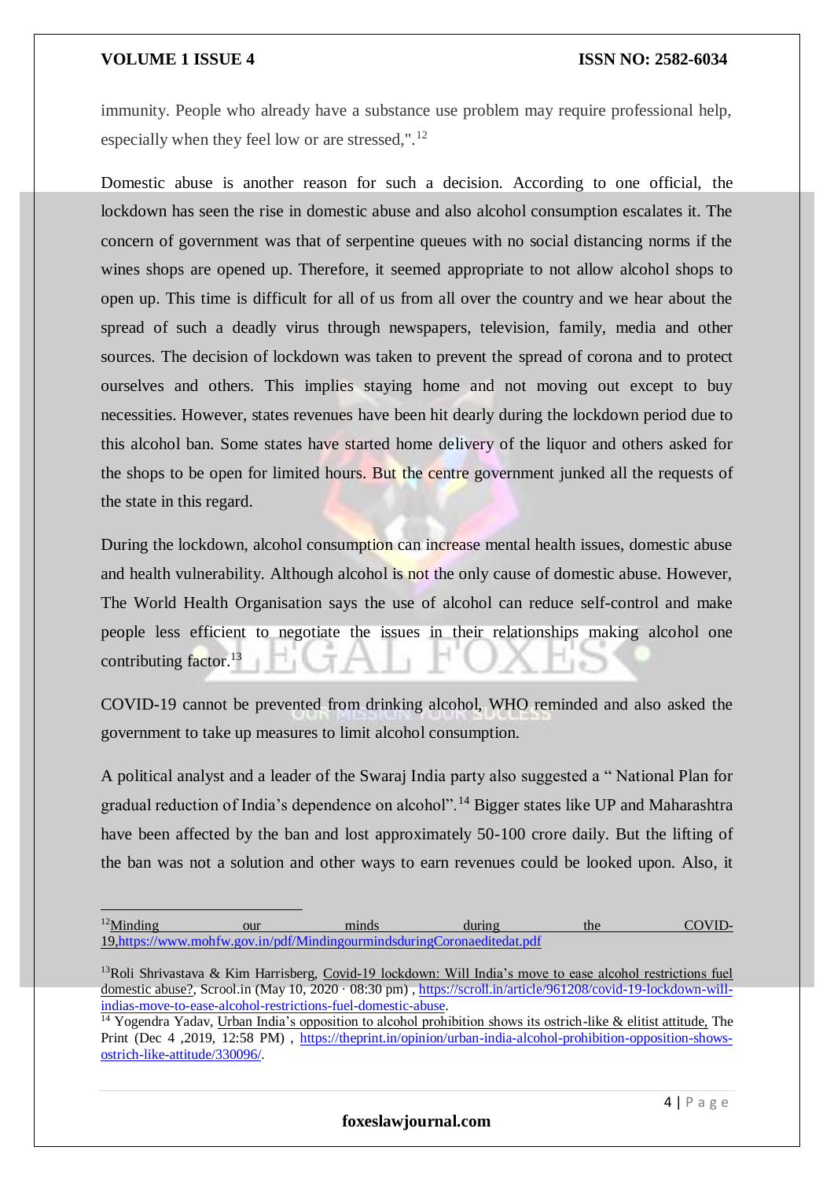immunity. People who already have a substance use problem may require professional help, especially when they feel low or are stressed,".[12]

Domestic abuse is another reason for such a decision. According to one official, the lockdown has seen the rise in domestic abuse and also alcohol consumption escalates it. The concern of government was that of serpentine queues with no social distancing norms if the wines shops are opened up. Therefore, it seemed appropriate to not allow alcohol shops to open up. This time is difficult for all of us from all over the country and we hear about the spread of such a deadly virus through newspapers, television, family, media and other sources. The decision of lockdown was taken to prevent the spread of corona and to protect ourselves and others. This implies staying home and not moving out except to buy necessities. However, states revenues have been hit dearly during the lockdown period due to this alcohol ban. Some states have started home delivery of the liquor and others asked for the shops to be open for limited hours. But the centre government junked all the requests of the state in this regard.

During the lockdown, alcohol consumption can increase mental health issues, domestic abuse and health vulnerability. Although alcohol is not the only cause of domestic abuse. However, The World Health Organisation says the use of alcohol can reduce self-control and make people less efficient to negotiate the issues in their relationships making alcohol one contributing factor.[13]

COVID-19 cannot be prevented from drinking alcohol, WHO reminded and also asked the government to take up measures to limit alcohol consumption.

A political analyst and a leader of the Swaraj India party also suggested a " National Plan for gradual reduction of India's dependence on alcohol".[14] Bigger states like UP and Maharashtra have been affected by the ban and lost approximately 50-100 crore daily. But the lifting of the ban was not a solution and other ways to earn revenues could be looked upon. Also, it

---

[12] Minding our minds during the COVID-19, https://www.mohfw.gov.in/pdf/MindingourmindsduringCoronaeditedat.pdf

[13] Roli Shrivastava & Kim Harrisberg, Covid-19 lockdown: Will India's move to ease alcohol restrictions fuel domestic abuse?, Scrool.in (May 10, 2020 · 08:30 pm) , https://scroll.in/article/961208/covid-19-lockdown-will-indias-move-to-ease-alcohol-restrictions-fuel-domestic-abuse.

[14] Yogendra Yadav, Urban India's opposition to alcohol prohibition shows its ostrich-like & elitist attitude, The Print (Dec 4 ,2019, 12:58 PM) , https://theprint.in/opinion/urban-india-alcohol-prohibition-opposition-shows-ostrich-like-attitude/330096/.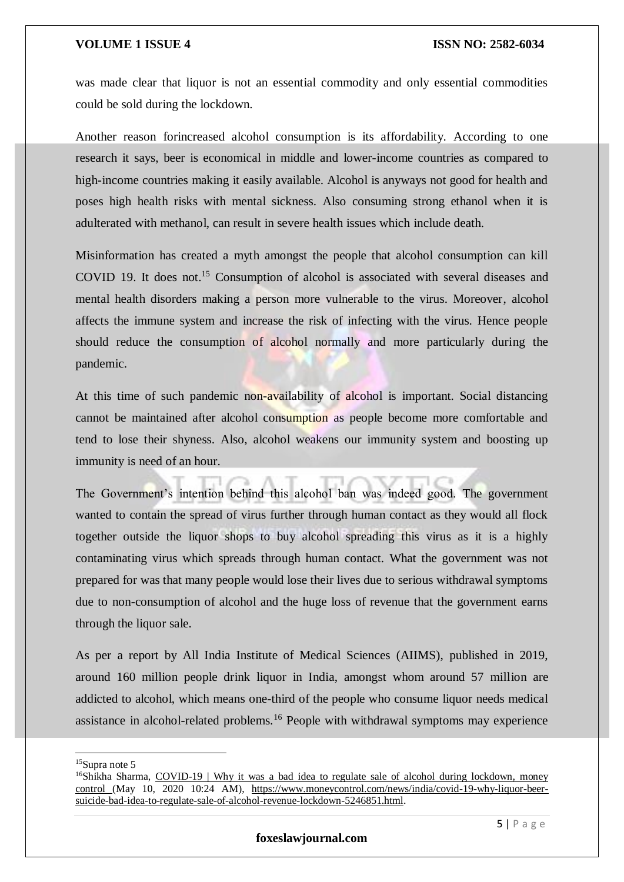was made clear that liquor is not an essential commodity and only essential commodities could be sold during the lockdown.

Another reason forincreased alcohol consumption is its affordability. According to one research it says, beer is economical in middle and lower-income countries as compared to high-income countries making it easily available. Alcohol is anyways not good for health and poses high health risks with mental sickness. Also consuming strong ethanol when it is adulterated with methanol, can result in severe health issues which include death.

Misinformation has created a myth amongst the people that alcohol consumption can kill COVID 19. It does not.[15] Consumption of alcohol is associated with several diseases and mental health disorders making a person more vulnerable to the virus. Moreover, alcohol affects the immune system and increase the risk of infecting with the virus. Hence people should reduce the consumption of alcohol normally and more particularly during the pandemic.

At this time of such pandemic non-availability of alcohol is important. Social distancing cannot be maintained after alcohol consumption as people become more comfortable and tend to lose their shyness. Also, alcohol weakens our immunity system and boosting up immunity is need of an hour.

The Government's intention behind this alcohol ban was indeed good. The government wanted to contain the spread of virus further through human contact as they would all flock together outside the liquor shops to buy alcohol spreading this virus as it is a highly contaminating virus which spreads through human contact. What the government was not prepared for was that many people would lose their lives due to serious withdrawal symptoms due to non-consumption of alcohol and the huge loss of revenue that the government earns through the liquor sale.

As per a report by All India Institute of Medical Sciences (AIIMS), published in 2019, around 160 million people drink liquor in India, amongst whom around 57 million are addicted to alcohol, which means one-third of the people who consume liquor needs medical assistance in alcohol-related problems.[16] People with withdrawal symptoms may experience

---

[15] Supra note 5

[16] Shikha Sharma, COVID-19 | Why it was a bad idea to regulate sale of alcohol during lockdown, money control (May 10, 2020 10:24 AM), https://www.moneycontrol.com/news/india/covid-19-why-liquor-beer-suicide-bad-idea-to-regulate-sale-of-alcohol-revenue-lockdown-5246851.html.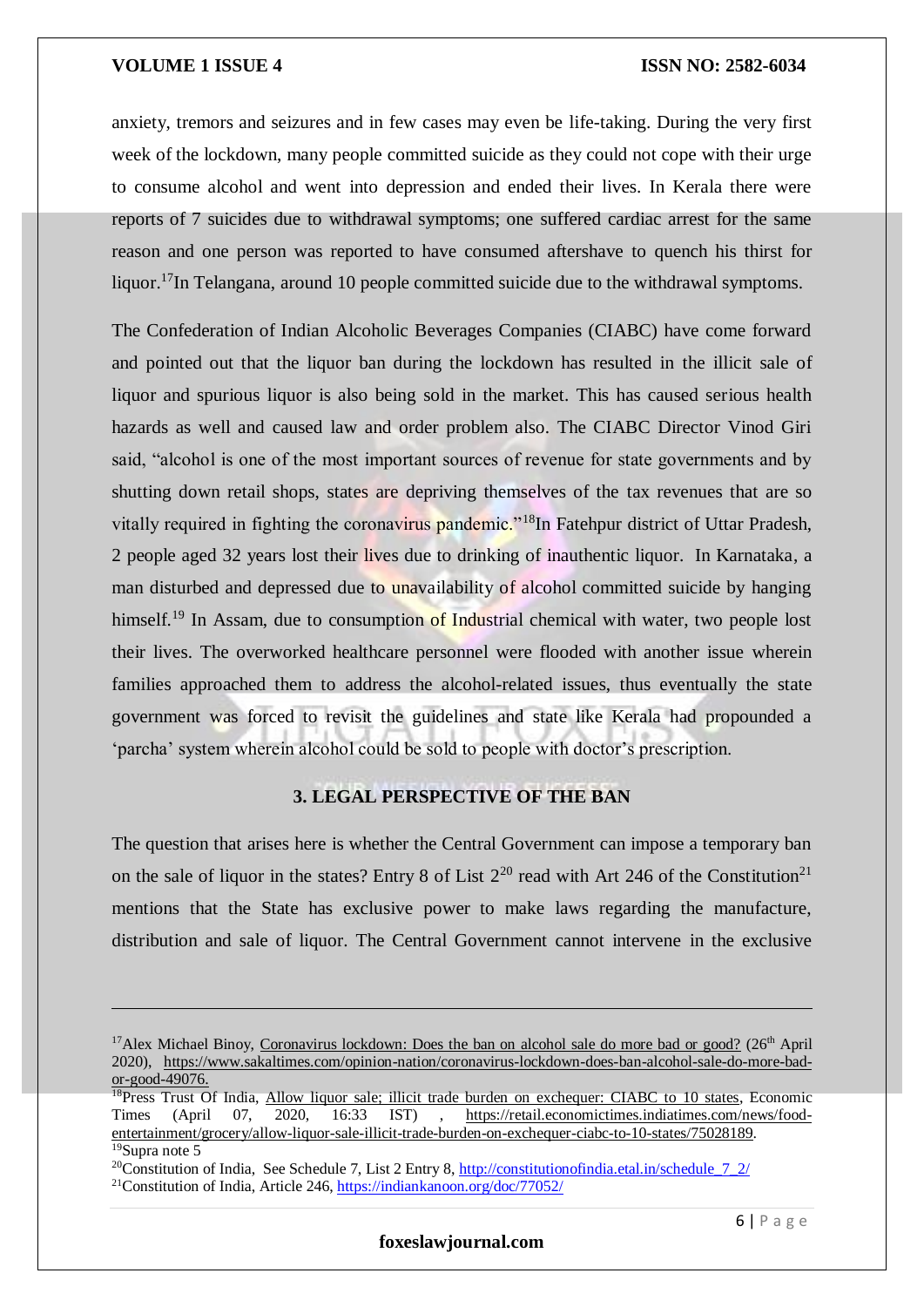anxiety, tremors and seizures and in few cases may even be life-taking. During the very first week of the lockdown, many people committed suicide as they could not cope with their urge to consume alcohol and went into depression and ended their lives. In Kerala there were reports of 7 suicides due to withdrawal symptoms; one suffered cardiac arrest for the same reason and one person was reported to have consumed aftershave to quench his thirst for liquor.[17]In Telangana, around 10 people committed suicide due to the withdrawal symptoms.

The Confederation of Indian Alcoholic Beverages Companies (CIABC) have come forward and pointed out that the liquor ban during the lockdown has resulted in the illicit sale of liquor and spurious liquor is also being sold in the market. This has caused serious health hazards as well and caused law and order problem also. The CIABC Director Vinod Giri said, "alcohol is one of the most important sources of revenue for state governments and by shutting down retail shops, states are depriving themselves of the tax revenues that are so vitally required in fighting the coronavirus pandemic."[18]In Fatehpur district of Uttar Pradesh, 2 people aged 32 years lost their lives due to drinking of inauthentic liquor. In Karnataka, a man disturbed and depressed due to unavailability of alcohol committed suicide by hanging himself.[19] In Assam, due to consumption of Industrial chemical with water, two people lost their lives. The overworked healthcare personnel were flooded with another issue wherein families approached them to address the alcohol-related issues, thus eventually the state government was forced to revisit the guidelines and state like Kerala had propounded a 'parcha' system wherein alcohol could be sold to people with doctor's prescription.

## 3. LEGAL PERSPECTIVE OF THE BAN

The question that arises here is whether the Central Government can impose a temporary ban on the sale of liquor in the states? Entry 8 of List 2[20] read with Art 246 of the Constitution[21] mentions that the State has exclusive power to make laws regarding the manufacture, distribution and sale of liquor. The Central Government cannot intervene in the exclusive

---

[17]Alex Michael Binoy, Coronavirus lockdown: Does the ban on alcohol sale do more bad or good? (26th April 2020), https://www.sakaltimes.com/opinion-nation/coronavirus-lockdown-does-ban-alcohol-sale-do-more-bad-or-good-49076.

[18]Press Trust Of India, Allow liquor sale; illicit trade burden on exchequer: CIABC to 10 states, Economic Times (April 07, 2020, 16:33 IST) , https://retail.economictimes.indiatimes.com/news/food-entertainment/grocery/allow-liquor-sale-illicit-trade-burden-on-exchequer-ciabc-to-10-states/75028189.

[19]Supra note 5

[20]Constitution of India, See Schedule 7, List 2 Entry 8, http://constitutionofindia.etal.in/schedule_7_2/

[21]Constitution of India, Article 246, https://indiankanoon.org/doc/77052/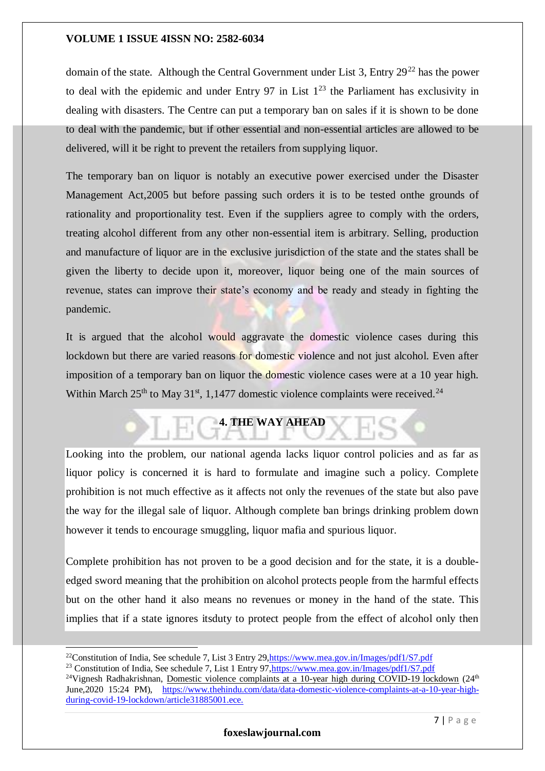domain of the state. Although the Central Government under List 3, Entry 29[22] has the power to deal with the epidemic and under Entry 97 in List 1[23] the Parliament has exclusivity in dealing with disasters. The Centre can put a temporary ban on sales if it is shown to be done to deal with the pandemic, but if other essential and non-essential articles are allowed to be delivered, will it be right to prevent the retailers from supplying liquor.

The temporary ban on liquor is notably an executive power exercised under the Disaster Management Act,2005 but before passing such orders it is to be tested onthe grounds of rationality and proportionality test. Even if the suppliers agree to comply with the orders, treating alcohol different from any other non-essential item is arbitrary. Selling, production and manufacture of liquor are in the exclusive jurisdiction of the state and the states shall be given the liberty to decide upon it, moreover, liquor being one of the main sources of revenue, states can improve their state's economy and be ready and steady in fighting the pandemic.

It is argued that the alcohol would aggravate the domestic violence cases during this lockdown but there are varied reasons for domestic violence and not just alcohol. Even after imposition of a temporary ban on liquor the domestic violence cases were at a 10 year high. Within March 25th to May 31st, 1,1477 domestic violence complaints were received.[24]

## 4. THE WAY AHEAD

Looking into the problem, our national agenda lacks liquor control policies and as far as liquor policy is concerned it is hard to formulate and imagine such a policy. Complete prohibition is not much effective as it affects not only the revenues of the state but also pave the way for the illegal sale of liquor. Although complete ban brings drinking problem down however it tends to encourage smuggling, liquor mafia and spurious liquor.

Complete prohibition has not proven to be a good decision and for the state, it is a double-edged sword meaning that the prohibition on alcohol protects people from the harmful effects but on the other hand it also means no revenues or money in the hand of the state. This implies that if a state ignores itsduty to protect people from the effect of alcohol only then

---

[22]Constitution of India, See schedule 7, List 3 Entry 29,https://www.mea.gov.in/Images/pdf1/S7.pdf

[23] Constitution of India, See schedule 7, List 1 Entry 97,https://www.mea.gov.in/Images/pdf1/S7.pdf

[24]Vignesh Radhakrishnan, Domestic violence complaints at a 10-year high during COVID-19 lockdown (24th June,2020 15:24 PM), https://www.thehindu.com/data/data-domestic-violence-complaints-at-a-10-year-high-during-covid-19-lockdown/article31885001.ece.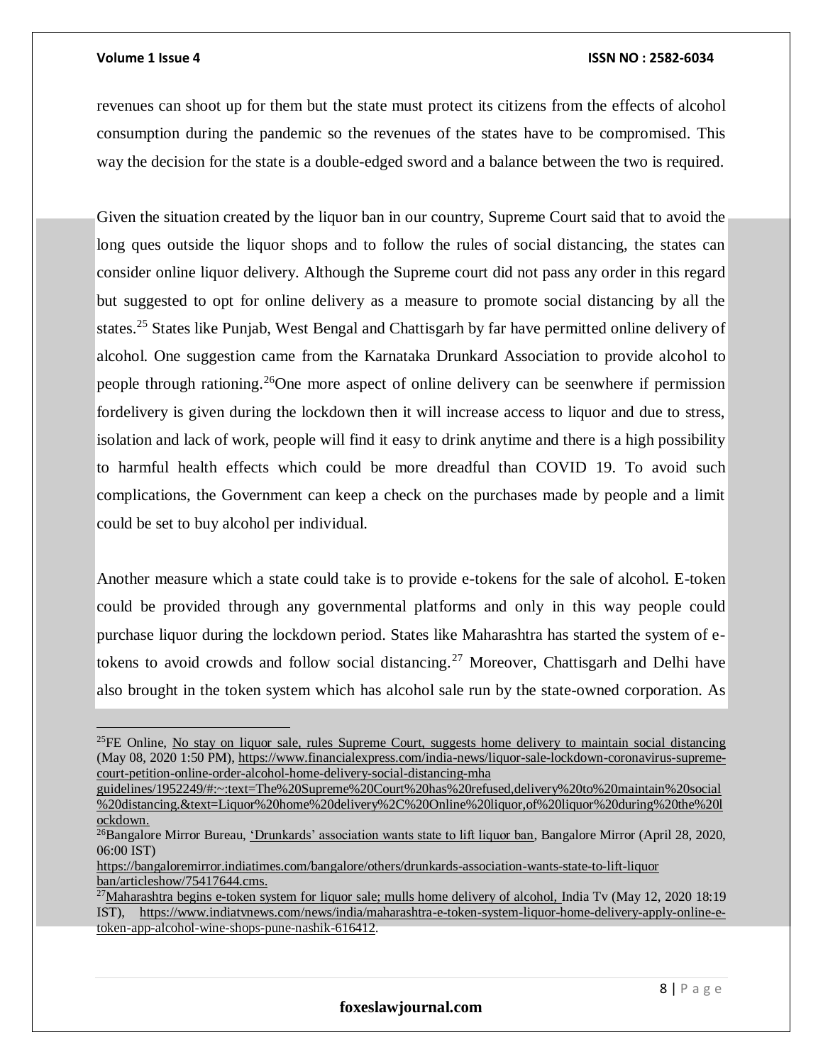revenues can shoot up for them but the state must protect its citizens from the effects of alcohol consumption during the pandemic so the revenues of the states have to be compromised. This way the decision for the state is a double-edged sword and a balance between the two is required.

Given the situation created by the liquor ban in our country, Supreme Court said that to avoid the long ques outside the liquor shops and to follow the rules of social distancing, the states can consider online liquor delivery. Although the Supreme court did not pass any order in this regard but suggested to opt for online delivery as a measure to promote social distancing by all the states.[25] States like Punjab, West Bengal and Chattisgarh by far have permitted online delivery of alcohol. One suggestion came from the Karnataka Drunkard Association to provide alcohol to people through rationing.[26]One more aspect of online delivery can be seenwhere if permission fordelivery is given during the lockdown then it will increase access to liquor and due to stress, isolation and lack of work, people will find it easy to drink anytime and there is a high possibility to harmful health effects which could be more dreadful than COVID 19. To avoid such complications, the Government can keep a check on the purchases made by people and a limit could be set to buy alcohol per individual.

Another measure which a state could take is to provide e-tokens for the sale of alcohol. E-token could be provided through any governmental platforms and only in this way people could purchase liquor during the lockdown period. States like Maharashtra has started the system of e-tokens to avoid crowds and follow social distancing.[27] Moreover, Chattisgarh and Delhi have also brought in the token system which has alcohol sale run by the state-owned corporation. As

---

[25]FE Online, No stay on liquor sale, rules Supreme Court, suggests home delivery to maintain social distancing (May 08, 2020 1:50 PM), https://www.financialexpress.com/india-news/liquor-sale-lockdown-coronavirus-supreme-court-petition-online-order-alcohol-home-delivery-social-distancing-mha guidelines/1952249/#:~:text=The%20Supreme%20Court%20has%20refused,delivery%20to%20maintain%20social%20distancing.&text=Liquor%20home%20delivery%2C%20Online%20liquor,of%20liquor%20during%20the%20lockdown.

[26]Bangalore Mirror Bureau, 'Drunkards' association wants state to lift liquor ban, Bangalore Mirror (April 28, 2020, 06:00 IST) https://bangaloremirror.indiatimes.com/bangalore/others/drunkards-association-wants-state-to-lift-liquor ban/articleshow/75417644.cms.

[27]Maharashtra begins e-token system for liquor sale; mulls home delivery of alcohol, India Tv (May 12, 2020 18:19 IST), https://www.indiatvnews.com/news/india/maharashtra-e-token-system-liquor-home-delivery-apply-online-e-token-app-alcohol-wine-shops-pune-nashik-616412.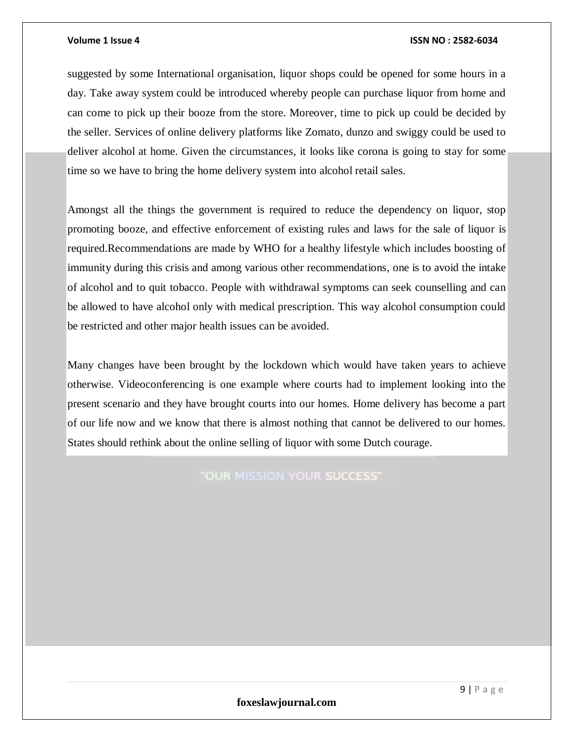suggested by some International organisation, liquor shops could be opened for some hours in a day. Take away system could be introduced whereby people can purchase liquor from home and can come to pick up their booze from the store. Moreover, time to pick up could be decided by the seller. Services of online delivery platforms like Zomato, dunzo and swiggy could be used to deliver alcohol at home. Given the circumstances, it looks like corona is going to stay for some time so we have to bring the home delivery system into alcohol retail sales.

Amongst all the things the government is required to reduce the dependency on liquor, stop promoting booze, and effective enforcement of existing rules and laws for the sale of liquor is required.Recommendations are made by WHO for a healthy lifestyle which includes boosting of immunity during this crisis and among various other recommendations, one is to avoid the intake of alcohol and to quit tobacco. People with withdrawal symptoms can seek counselling and can be allowed to have alcohol only with medical prescription. This way alcohol consumption could be restricted and other major health issues can be avoided.

Many changes have been brought by the lockdown which would have taken years to achieve otherwise. Videoconferencing is one example where courts had to implement looking into the present scenario and they have brought courts into our homes. Home delivery has become a part of our life now and we know that there is almost nothing that cannot be delivered to our homes. States should rethink about the online selling of liquor with some Dutch courage.